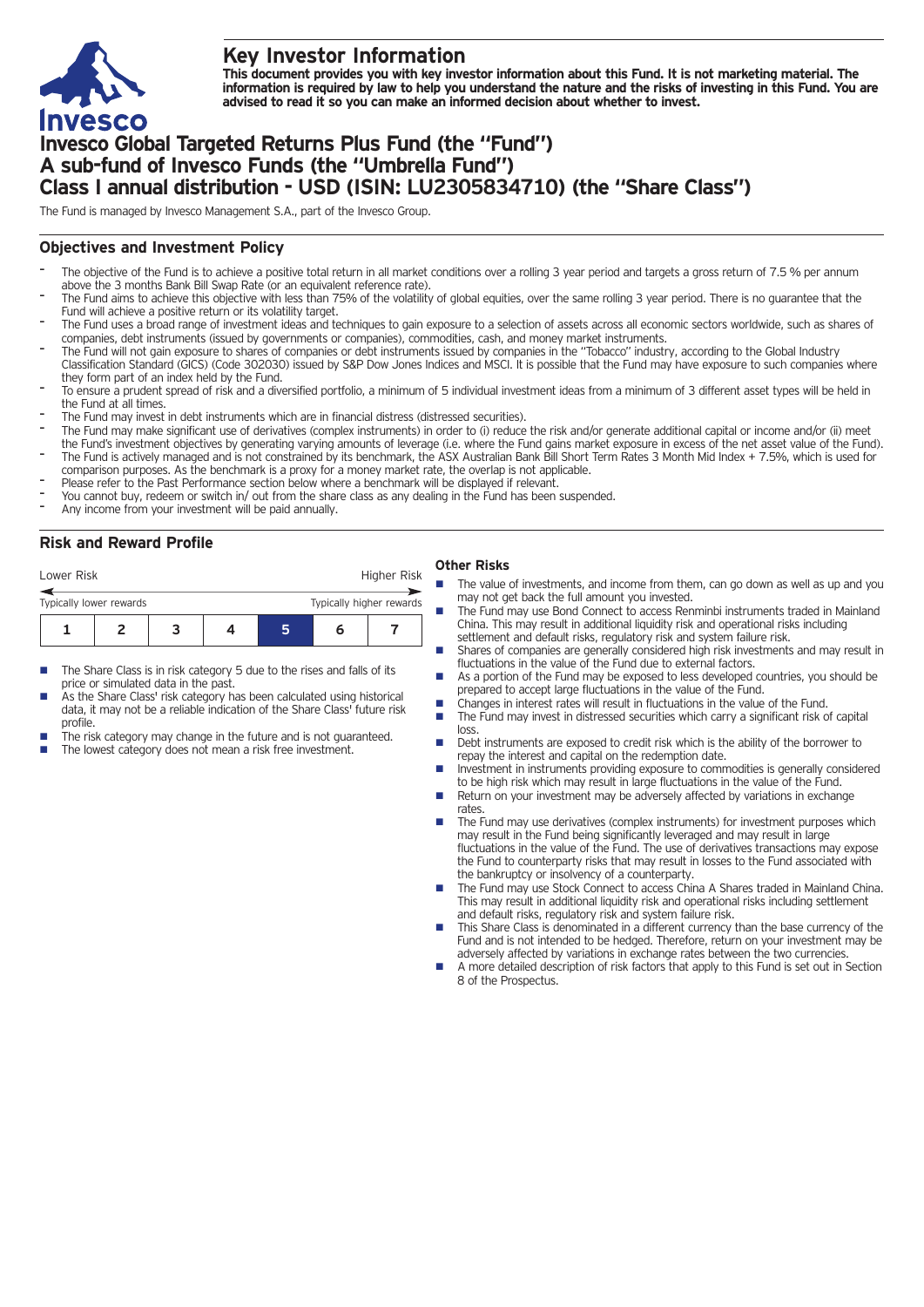# Key Investor Information

**This document provides you with key investor information about this Fund. It is not marketing material. The information is required by law to help you understand the nature and the risks of investing in this Fund. You are advised to read it so you can make an informed decision about whether to invest.**

# Invesco Global Targeted Returns Plus Fund (the "Fund") A sub-fund of Invesco Funds (the "Umbrella Fund") Class I annual distribution - USD (ISIN: LU2305834710) (the "Share Class")

The Fund is managed by Invesco Management S.A., part of the Invesco Group.

## Objectives and Investment Policy

- The objective of the Fund is to achieve a positive total return in all market conditions over a rolling 3 year period and targets a gross return of 7.5 % per annum above the 3 months Bank Bill Swap Rate (or an equivalent reference rate).
- The Fund aims to achieve this objective with less than 75% of the volatility of global equities, over the same rolling 3 year period. There is no guarantee that the Fund will achieve a positive return or its volatility target.
- The Fund uses a broad range of investment ideas and techniques to gain exposure to a selection of assets across all economic sectors worldwide, such as shares of companies, debt instruments (issued by governments or companies), commodities, cash, and money market instruments.
- The Fund will not gain exposure to shares of companies or debt instruments issued by companies in the "Tobacco" industry, according to the Global Industry Classification Standard (GICS) (Code 302030) issued by S&P Dow Jones Indices and MSCI. It is possible that the Fund may have exposure to such companies where they form part of an index held by the Fund.
- To ensure a prudent spread of risk and a diversified portfolio, a minimum of 5 individual investment ideas from a minimum of 3 different asset types will be held in the Fund at all times.
- The Fund may invest in debt instruments which are in financial distress (distressed securities).
- The Fund may make significant use of derivatives (complex instruments) in order to (i) reduce the risk and/or generate additional capital or income and/or (ii) meet the Fund's investment objectives by generating varying amounts of leverage (i.e. where the Fund gains market exposure in excess of the net asset value of the Fund).
- The Fund is actively managed and is not constrained by its benchmark, the ASX Australian Bank Bill Short Term Rates 3 Month Mid Index + 7.5%, which is used for comparison purposes. As the benchmark is a proxy for a money market rate, the overlap is not applicable.
- Please refer to the Past Performance section below where a benchmark will be displayed if relevant.
- You cannot buy, redeem or switch in/ out from the share class as any dealing in the Fund has been suspended.
- Any income from your investment will be paid annually.

## Risk and Reward Profile

Lower Risk — Higher Risk

Typically lower rewards — Typically higher rewards

| 1 | 2 | 3 | 4 | **5** | 6 | 7 |
|---|---|---|---|---|---|---|

- The Share Class is in risk category 5 due to the rises and falls of its price or simulated data in the past.
- As the Share Class' risk category has been calculated using historical data, it may not be a reliable indication of the Share Class' future risk profile.
- The risk category may change in the future and is not guaranteed.
- The lowest category does not mean a risk free investment.

### Other Risks

- The value of investments, and income from them, can go down as well as up and you may not get back the full amount you invested.
- The Fund may use Bond Connect to access Renminbi instruments traded in Mainland China. This may result in additional liquidity risk and operational risks including settlement and default risks, regulatory risk and system failure risk.
- Shares of companies are generally considered high risk investments and may result in fluctuations in the value of the Fund due to external factors.
- As a portion of the Fund may be exposed to less developed countries, you should be prepared to accept large fluctuations in the value of the Fund.
- Changes in interest rates will result in fluctuations in the value of the Fund.
- The Fund may invest in distressed securities which carry a significant risk of capital loss.
- Debt instruments are exposed to credit risk which is the ability of the borrower to repay the interest and capital on the redemption date.
- Investment in instruments providing exposure to commodities is generally considered to be high risk which may result in large fluctuations in the value of the Fund.
- Return on your investment may be adversely affected by variations in exchange rates.
- The Fund may use derivatives (complex instruments) for investment purposes which may result in the Fund being significantly leveraged and may result in large fluctuations in the value of the Fund. The use of derivatives transactions may expose the Fund to counterparty risks that may result in losses to the Fund associated with the bankruptcy or insolvency of a counterparty.
- The Fund may use Stock Connect to access China A Shares traded in Mainland China. This may result in additional liquidity risk and operational risks including settlement and default risks, regulatory risk and system failure risk.
- This Share Class is denominated in a different currency than the base currency of the Fund and is not intended to be hedged. Therefore, return on your investment may be adversely affected by variations in exchange rates between the two currencies.
- A more detailed description of risk factors that apply to this Fund is set out in Section 8 of the Prospectus.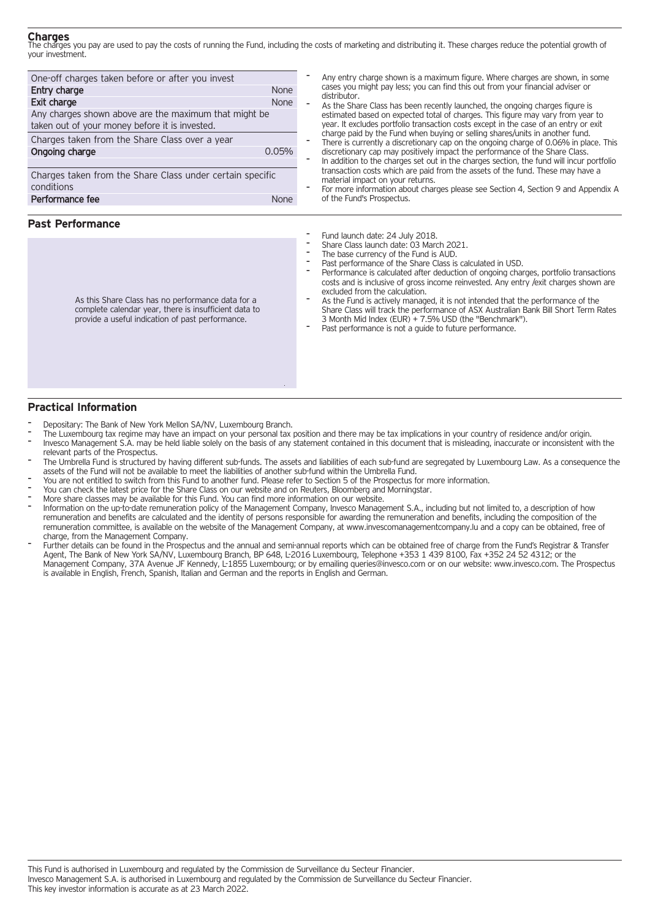## Charges

The charges you pay are used to pay the costs of running the Fund, including the costs of marketing and distributing it. These charges reduce the potential growth of your investment.

| | |
|---|---|
| One-off charges taken before or after you invest | |
| **Entry charge** | None |
| **Exit charge** | None |
| Any charges shown above are the maximum that might be taken out of your money before it is invested. | |
| Charges taken from the Share Class over a year | |
| **Ongoing charge** | 0.05% |
| Charges taken from the Share Class under certain specific conditions | |
| **Performance fee** | None |

- Any entry charge shown is a maximum figure. Where charges are shown, in some cases you might pay less; you can find this out from your financial adviser or distributor.
- As the Share Class has been recently launched, the ongoing charges figure is estimated based on expected total of charges. This figure may vary from year to year. It excludes portfolio transaction costs except in the case of an entry or exit charge paid by the Fund when buying or selling shares/units in another fund.
- There is currently a discretionary cap on the ongoing charge of 0.06% in place. This discretionary cap may positively impact the performance of the Share Class.
- In addition to the charges set out in the charges section, the fund will incur portfolio transaction costs which are paid from the assets of the fund. These may have a material impact on your returns.
- For more information about charges please see Section 4, Section 9 and Appendix A of the Fund's Prospectus.

## Past Performance

As this Share Class has no performance data for a complete calendar year, there is insufficient data to provide a useful indication of past performance.

- Fund launch date: 24 July 2018.
- Share Class launch date: 03 March 2021.
- The base currency of the Fund is AUD.
- Past performance of the Share Class is calculated in USD.
- Performance is calculated after deduction of ongoing charges, portfolio transactions costs and is inclusive of gross income reinvested. Any entry /exit charges shown are excluded from the calculation.
- As the Fund is actively managed, it is not intended that the performance of the Share Class will track the performance of ASX Australian Bank Bill Short Term Rates 3 Month Mid Index (EUR) + 7.5% USD (the "Benchmark").
- Past performance is not a guide to future performance.

## Practical Information

- Depositary: The Bank of New York Mellon SA/NV, Luxembourg Branch.
- The Luxembourg tax regime may have an impact on your personal tax position and there may be tax implications in your country of residence and/or origin.
- Invesco Management S.A. may be held liable solely on the basis of any statement contained in this document that is misleading, inaccurate or inconsistent with the relevant parts of the Prospectus.
- The Umbrella Fund is structured by having different sub-funds. The assets and liabilities of each sub-fund are segregated by Luxembourg Law. As a consequence the assets of the Fund will not be available to meet the liabilities of another sub-fund within the Umbrella Fund.
- You are not entitled to switch from this Fund to another fund. Please refer to Section 5 of the Prospectus for more information.
- You can check the latest price for the Share Class on our website and on Reuters, Bloomberg and Morningstar.
- More share classes may be available for this Fund. You can find more information on our website.
- Information on the up-to-date remuneration policy of the Management Company, Invesco Management S.A., including but not limited to, a description of how remuneration and benefits are calculated and the identity of persons responsible for awarding the remuneration and benefits, including the composition of the remuneration committee, is available on the website of the Management Company, at www.invescomanagementcompany.lu and a copy can be obtained, free of charge, from the Management Company.
- Further details can be found in the Prospectus and the annual and semi-annual reports which can be obtained free of charge from the Fund's Registrar & Transfer Agent, The Bank of New York SA/NV, Luxembourg Branch, BP 648, L-2016 Luxembourg, Telephone +353 1 439 8100, Fax +352 24 52 4312; or the Management Company, 37A Avenue JF Kennedy, L-1855 Luxembourg; or by emailing queries@invesco.com or on our website: www.invesco.com. The Prospectus is available in English, French, Spanish, Italian and German and the reports in English and German.

This Fund is authorised in Luxembourg and regulated by the Commission de Surveillance du Secteur Financier.
Invesco Management S.A. is authorised in Luxembourg and regulated by the Commission de Surveillance du Secteur Financier.
This key investor information is accurate as at 23 March 2022.